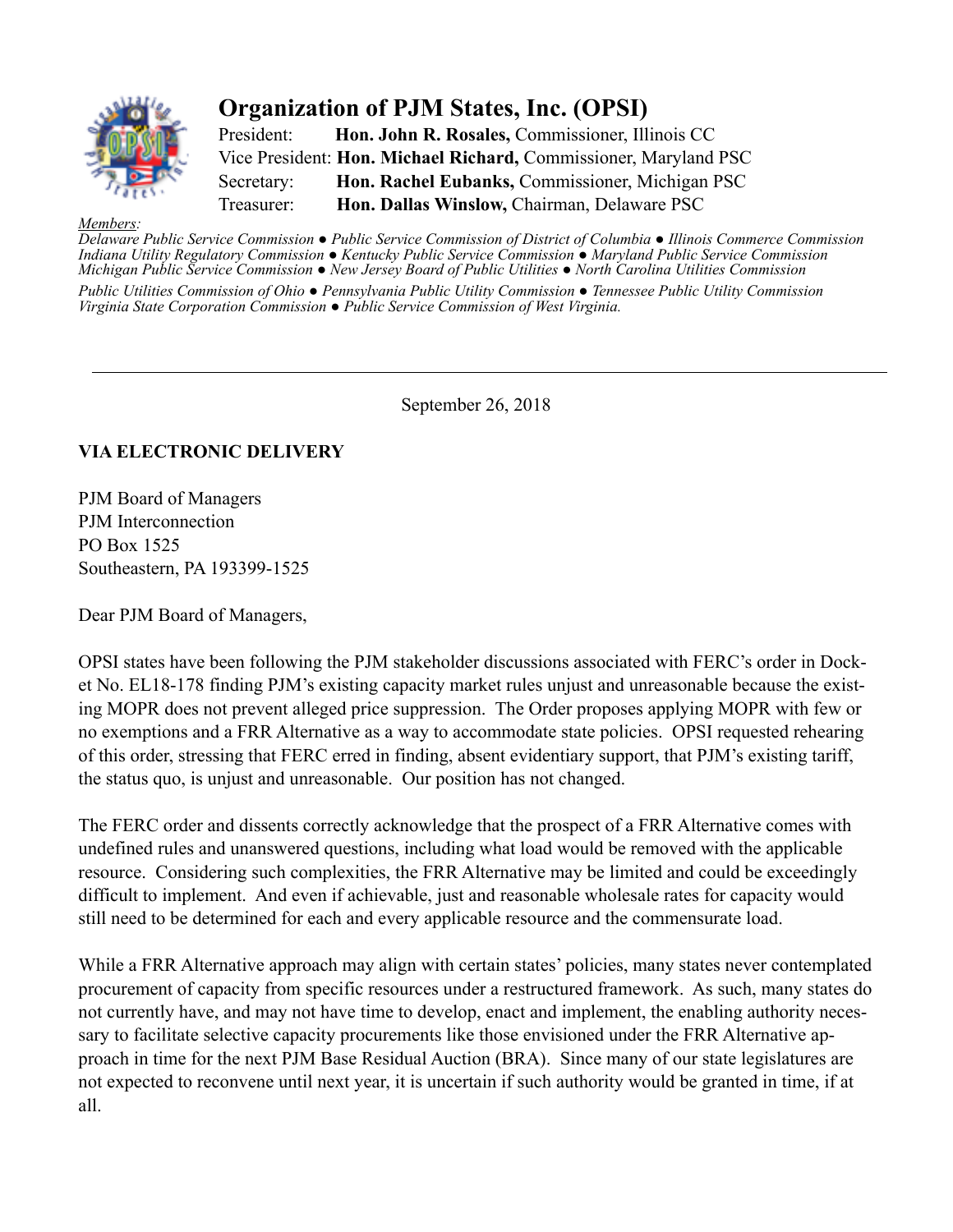# Organization of PJM States, Inc. (OPSI)

President: **Hon. John R. Rosales,** Commissioner, Illinois CC
Vice President: **Hon. Michael Richard,** Commissioner, Maryland PSC
Secretary: **Hon. Rachel Eubanks,** Commissioner, Michigan PSC
Treasurer: **Hon. Dallas Winslow,** Chairman, Delaware PSC

*Members:*
*Delaware Public Service Commission ● Public Service Commission of District of Columbia ● Illinois Commerce Commission Indiana Utility Regulatory Commission ● Kentucky Public Service Commission ● Maryland Public Service Commission Michigan Public Service Commission ● New Jersey Board of Public Utilities ● North Carolina Utilities Commission*
*Public Utilities Commission of Ohio ● Pennsylvania Public Utility Commission ● Tennessee Public Utility Commission Virginia State Corporation Commission ● Public Service Commission of West Virginia.*

---

September 26, 2018

**VIA ELECTRONIC DELIVERY**

PJM Board of Managers
PJM Interconnection
PO Box 1525
Southeastern, PA 193399-1525

Dear PJM Board of Managers,

OPSI states have been following the PJM stakeholder discussions associated with FERC's order in Docket No. EL18-178 finding PJM's existing capacity market rules unjust and unreasonable because the existing MOPR does not prevent alleged price suppression. The Order proposes applying MOPR with few or no exemptions and a FRR Alternative as a way to accommodate state policies. OPSI requested rehearing of this order, stressing that FERC erred in finding, absent evidentiary support, that PJM's existing tariff, the status quo, is unjust and unreasonable. Our position has not changed.

The FERC order and dissents correctly acknowledge that the prospect of a FRR Alternative comes with undefined rules and unanswered questions, including what load would be removed with the applicable resource. Considering such complexities, the FRR Alternative may be limited and could be exceedingly difficult to implement. And even if achievable, just and reasonable wholesale rates for capacity would still need to be determined for each and every applicable resource and the commensurate load.

While a FRR Alternative approach may align with certain states' policies, many states never contemplated procurement of capacity from specific resources under a restructured framework. As such, many states do not currently have, and may not have time to develop, enact and implement, the enabling authority necessary to facilitate selective capacity procurements like those envisioned under the FRR Alternative approach in time for the next PJM Base Residual Auction (BRA). Since many of our state legislatures are not expected to reconvene until next year, it is uncertain if such authority would be granted in time, if at all.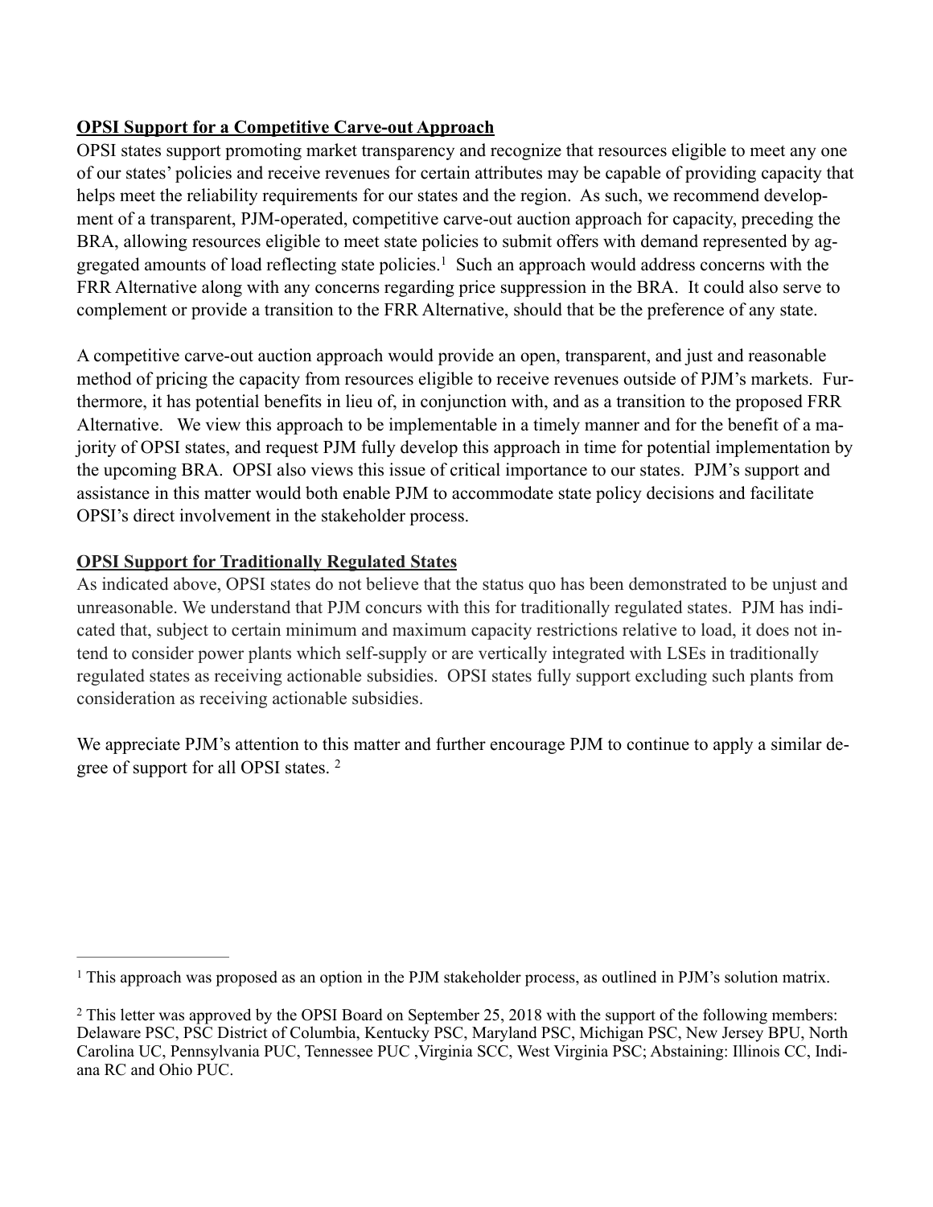**OPSI Support for a Competitive Carve-out Approach**

OPSI states support promoting market transparency and recognize that resources eligible to meet any one of our states' policies and receive revenues for certain attributes may be capable of providing capacity that helps meet the reliability requirements for our states and the region. As such, we recommend development of a transparent, PJM-operated, competitive carve-out auction approach for capacity, preceding the BRA, allowing resources eligible to meet state policies to submit offers with demand represented by aggregated amounts of load reflecting state policies.[1] Such an approach would address concerns with the FRR Alternative along with any concerns regarding price suppression in the BRA. It could also serve to complement or provide a transition to the FRR Alternative, should that be the preference of any state.

A competitive carve-out auction approach would provide an open, transparent, and just and reasonable method of pricing the capacity from resources eligible to receive revenues outside of PJM's markets. Furthermore, it has potential benefits in lieu of, in conjunction with, and as a transition to the proposed FRR Alternative. We view this approach to be implementable in a timely manner and for the benefit of a majority of OPSI states, and request PJM fully develop this approach in time for potential implementation by the upcoming BRA. OPSI also views this issue of critical importance to our states. PJM's support and assistance in this matter would both enable PJM to accommodate state policy decisions and facilitate OPSI's direct involvement in the stakeholder process.

**OPSI Support for Traditionally Regulated States**

As indicated above, OPSI states do not believe that the status quo has been demonstrated to be unjust and unreasonable. We understand that PJM concurs with this for traditionally regulated states. PJM has indicated that, subject to certain minimum and maximum capacity restrictions relative to load, it does not intend to consider power plants which self-supply or are vertically integrated with LSEs in traditionally regulated states as receiving actionable subsidies. OPSI states fully support excluding such plants from consideration as receiving actionable subsidies.

We appreciate PJM's attention to this matter and further encourage PJM to continue to apply a similar degree of support for all OPSI states. [2]

---

[1] This approach was proposed as an option in the PJM stakeholder process, as outlined in PJM's solution matrix.

[2] This letter was approved by the OPSI Board on September 25, 2018 with the support of the following members: Delaware PSC, PSC District of Columbia, Kentucky PSC, Maryland PSC, Michigan PSC, New Jersey BPU, North Carolina UC, Pennsylvania PUC, Tennessee PUC ,Virginia SCC, West Virginia PSC; Abstaining: Illinois CC, Indiana RC and Ohio PUC.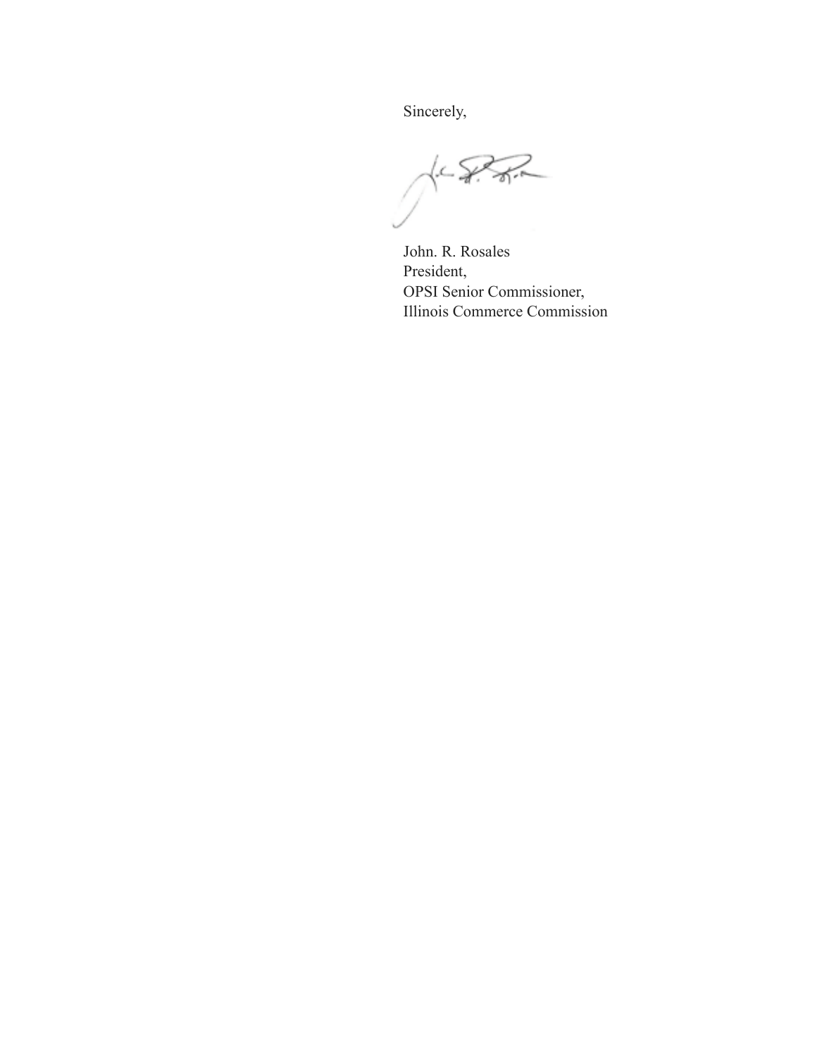Sincerely,

John. R. Rosales  
President,  
OPSI Senior Commissioner,  
Illinois Commerce Commission